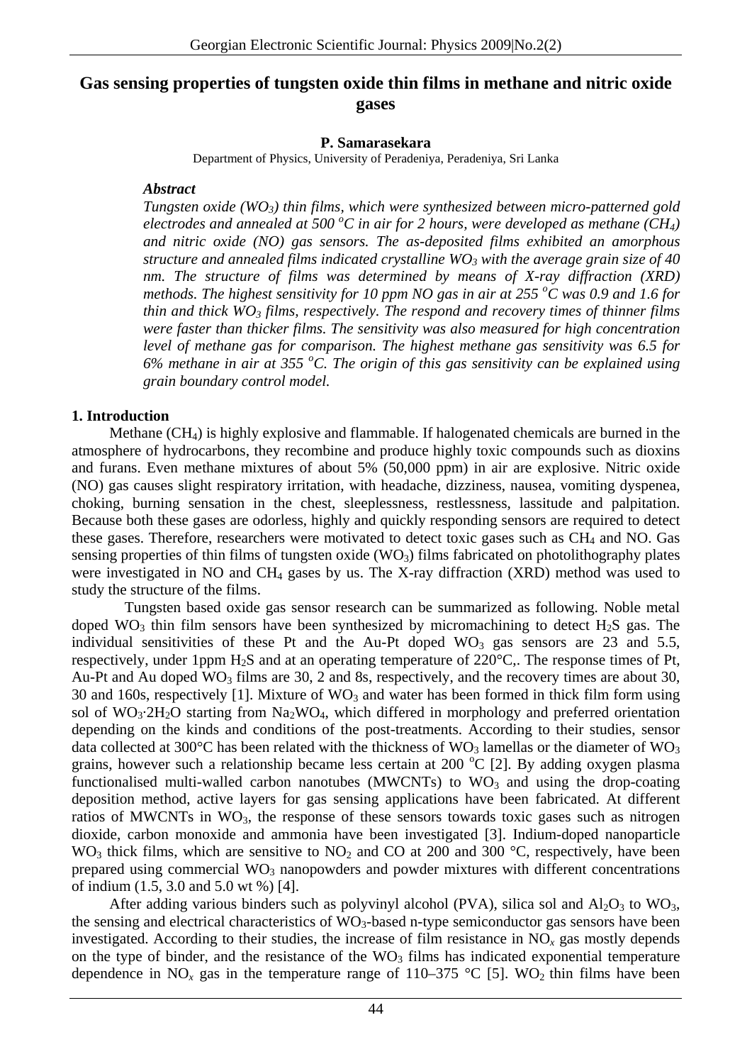# Gas sensing properties of tungsten oxide thin films in methane and nitric oxide gases

**P. Samarasekara**

Department of Physics, University of Peradeniya, Peradeniya, Sri Lanka

***Abstract***

*Tungsten oxide ($WO_3$) thin films, which were synthesized between micro-patterned gold electrodes and annealed at 500 $^oC$ in air for 2 hours, were developed as methane ($CH_4$) and nitric oxide (NO) gas sensors. The as-deposited films exhibited an amorphous structure and annealed films indicated crystalline $WO_3$ with the average grain size of 40 nm. The structure of films was determined by means of X-ray diffraction (XRD) methods. The highest sensitivity for 10 ppm NO gas in air at 255 $^oC$ was 0.9 and 1.6 for thin and thick $WO_3$ films, respectively. The respond and recovery times of thinner films were faster than thicker films. The sensitivity was also measured for high concentration level of methane gas for comparison. The highest methane gas sensitivity was 6.5 for 6% methane in air at 355 $^oC$. The origin of this gas sensitivity can be explained using grain boundary control model.*

## 1. Introduction

Methane ($CH_4$) is highly explosive and flammable. If halogenated chemicals are burned in the atmosphere of hydrocarbons, they recombine and produce highly toxic compounds such as dioxins and furans. Even methane mixtures of about 5% (50,000 ppm) in air are explosive. Nitric oxide (NO) gas causes slight respiratory irritation, with headache, dizziness, nausea, vomiting dyspenea, choking, burning sensation in the chest, sleeplessness, restlessness, lassitude and palpitation. Because both these gases are odorless, highly and quickly responding sensors are required to detect these gases. Therefore, researchers were motivated to detect toxic gases such as $CH_4$ and NO. Gas sensing properties of thin films of tungsten oxide ($WO_3$) films fabricated on photolithography plates were investigated in NO and $CH_4$ gases by us. The X-ray diffraction (XRD) method was used to study the structure of the films.

Tungsten based oxide gas sensor research can be summarized as following. Noble metal doped $WO_3$ thin film sensors have been synthesized by micromachining to detect $H_2S$ gas. The individual sensitivities of these Pt and the Au-Pt doped $WO_3$ gas sensors are 23 and 5.5, respectively, under 1ppm $H_2S$ and at an operating temperature of 220°C,. The response times of Pt, Au-Pt and Au doped $WO_3$ films are 30, 2 and 8s, respectively, and the recovery times are about 30, 30 and 160s, respectively [1]. Mixture of $WO_3$ and water has been formed in thick film form using sol of $WO_3{\cdot}2H_2O$ starting from $Na_2WO_4$, which differed in morphology and preferred orientation depending on the kinds and conditions of the post-treatments. According to their studies, sensor data collected at 300°C has been related with the thickness of $WO_3$ lamellas or the diameter of $WO_3$ grains, however such a relationship became less certain at 200 $^oC$ [2]. By adding oxygen plasma functionalised multi-walled carbon nanotubes (MWCNTs) to $WO_3$ and using the drop-coating deposition method, active layers for gas sensing applications have been fabricated. At different ratios of MWCNTs in $WO_3$, the response of these sensors towards toxic gases such as nitrogen dioxide, carbon monoxide and ammonia have been investigated [3]. Indium-doped nanoparticle $WO_3$ thick films, which are sensitive to $NO_2$ and CO at 200 and 300 °C, respectively, have been prepared using commercial $WO_3$ nanopowders and powder mixtures with different concentrations of indium (1.5, 3.0 and 5.0 wt %) [4].

After adding various binders such as polyvinyl alcohol (PVA), silica sol and $Al_2O_3$ to $WO_3$, the sensing and electrical characteristics of $WO_3$-based n-type semiconductor gas sensors have been investigated. According to their studies, the increase of film resistance in $NO_x$ gas mostly depends on the type of binder, and the resistance of the $WO_3$ films has indicated exponential temperature dependence in $NO_x$ gas in the temperature range of 110–375 °C [5]. $WO_2$ thin films have been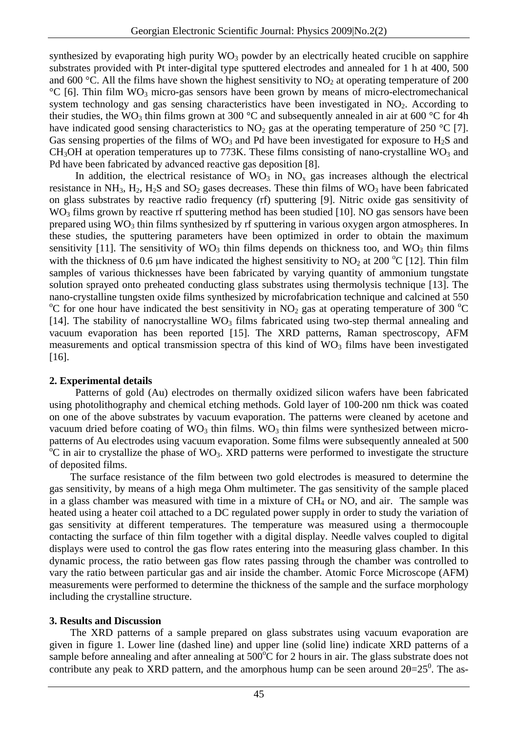synthesized by evaporating high purity $WO_3$ powder by an electrically heated crucible on sapphire substrates provided with Pt inter-digital type sputtered electrodes and annealed for 1 h at 400, 500 and 600 °C. All the films have shown the highest sensitivity to $NO_2$ at operating temperature of 200 °C [6]. Thin film $WO_3$ micro-gas sensors have been grown by means of micro-electromechanical system technology and gas sensing characteristics have been investigated in $NO_2$. According to their studies, the $WO_3$ thin films grown at 300 °C and subsequently annealed in air at 600 °C for 4h have indicated good sensing characteristics to $NO_2$ gas at the operating temperature of 250 °C [7]. Gas sensing properties of the films of $WO_3$ and Pd have been investigated for exposure to $H_2S$ and $CH_3OH$ at operation temperatures up to 773K. These films consisting of nano-crystalline $WO_3$ and Pd have been fabricated by advanced reactive gas deposition [8].

In addition, the electrical resistance of $WO_3$ in $NO_x$ gas increases although the electrical resistance in $NH_3$, $H_2$, $H_2S$ and $SO_2$ gases decreases. These thin films of $WO_3$ have been fabricated on glass substrates by reactive radio frequency (rf) sputtering [9]. Nitric oxide gas sensitivity of $WO_3$ films grown by reactive rf sputtering method has been studied [10]. NO gas sensors have been prepared using $WO_3$ thin films synthesized by rf sputtering in various oxygen argon atmospheres. In these studies, the sputtering parameters have been optimized in order to obtain the maximum sensitivity [11]. The sensitivity of $WO_3$ thin films depends on thickness too, and $WO_3$ thin films with the thickness of 0.6 μm have indicated the highest sensitivity to $NO_2$ at 200 °C [12]. Thin film samples of various thicknesses have been fabricated by varying quantity of ammonium tungstate solution sprayed onto preheated conducting glass substrates using thermolysis technique [13]. The nano-crystalline tungsten oxide films synthesized by microfabrication technique and calcined at 550 °C for one hour have indicated the best sensitivity in $NO_2$ gas at operating temperature of 300 °C [14]. The stability of nanocrystalline $WO_3$ films fabricated using two-step thermal annealing and vacuum evaporation has been reported [15]. The XRD patterns, Raman spectroscopy, AFM measurements and optical transmission spectra of this kind of $WO_3$ films have been investigated [16].

## 2. Experimental details

Patterns of gold (Au) electrodes on thermally oxidized silicon wafers have been fabricated using photolithography and chemical etching methods. Gold layer of 100-200 nm thick was coated on one of the above substrates by vacuum evaporation. The patterns were cleaned by acetone and vacuum dried before coating of $WO_3$ thin films. $WO_3$ thin films were synthesized between micro-patterns of Au electrodes using vacuum evaporation. Some films were subsequently annealed at 500 °C in air to crystallize the phase of $WO_3$. XRD patterns were performed to investigate the structure of deposited films.

The surface resistance of the film between two gold electrodes is measured to determine the gas sensitivity, by means of a high mega Ohm multimeter. The gas sensitivity of the sample placed in a glass chamber was measured with time in a mixture of $CH_4$ or NO, and air. The sample was heated using a heater coil attached to a DC regulated power supply in order to study the variation of gas sensitivity at different temperatures. The temperature was measured using a thermocouple contacting the surface of thin film together with a digital display. Needle valves coupled to digital displays were used to control the gas flow rates entering into the measuring glass chamber. In this dynamic process, the ratio between gas flow rates passing through the chamber was controlled to vary the ratio between particular gas and air inside the chamber. Atomic Force Microscope (AFM) measurements were performed to determine the thickness of the sample and the surface morphology including the crystalline structure.

## 3. Results and Discussion

The XRD patterns of a sample prepared on glass substrates using vacuum evaporation are given in figure 1. Lower line (dashed line) and upper line (solid line) indicate XRD patterns of a sample before annealing and after annealing at 500°C for 2 hours in air. The glass substrate does not contribute any peak to XRD pattern, and the amorphous hump can be seen around $2\theta=25^0$. The as-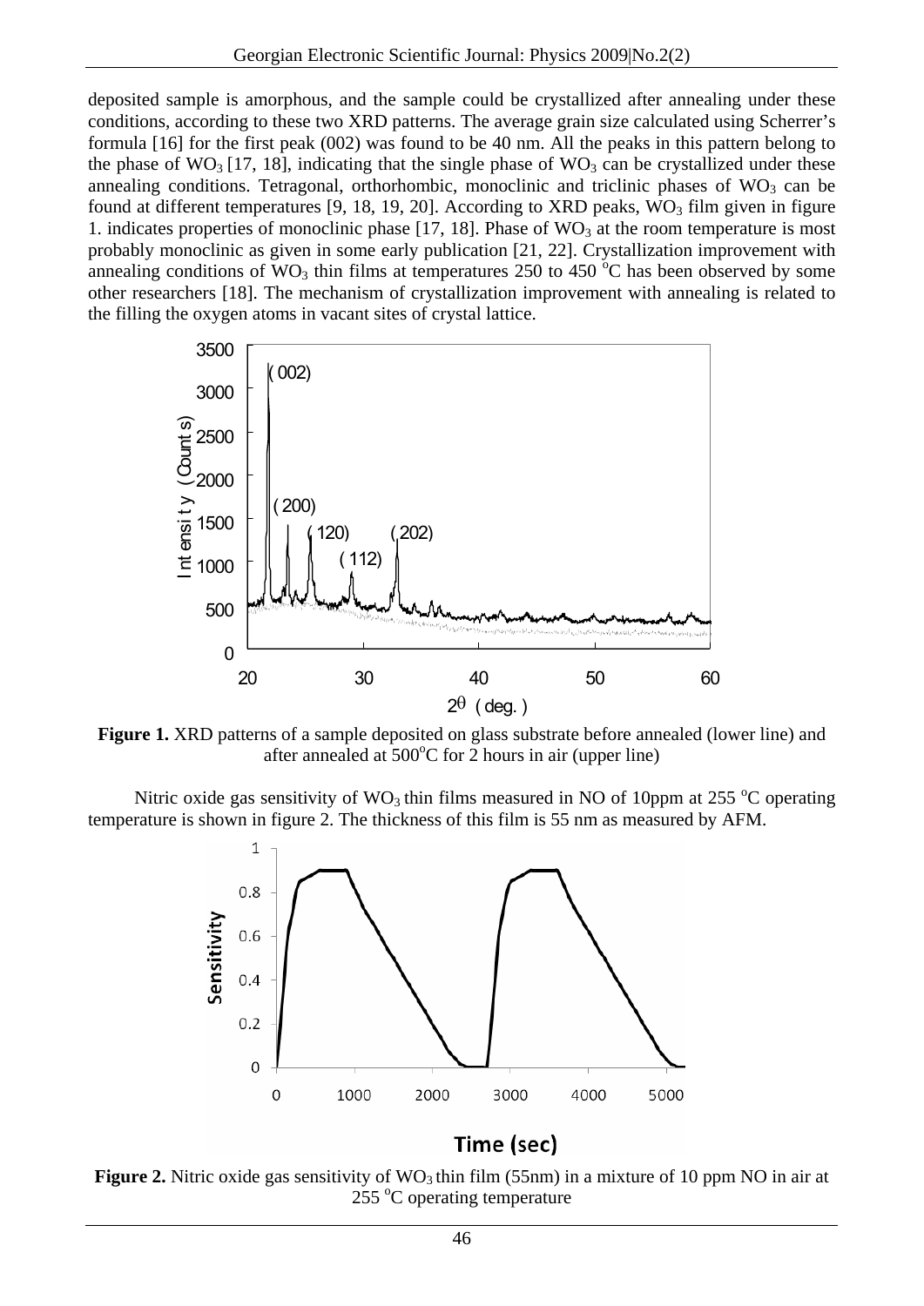deposited sample is amorphous, and the sample could be crystallized after annealing under these conditions, according to these two XRD patterns. The average grain size calculated using Scherrer's formula [16] for the first peak (002) was found to be 40 nm. All the peaks in this pattern belong to the phase of $WO_3$ [17, 18], indicating that the single phase of $WO_3$ can be crystallized under these annealing conditions. Tetragonal, orthorhombic, monoclinic and triclinic phases of $WO_3$ can be found at different temperatures [9, 18, 19, 20]. According to XRD peaks, $WO_3$ film given in figure 1. indicates properties of monoclinic phase [17, 18]. Phase of $WO_3$ at the room temperature is most probably monoclinic as given in some early publication [21, 22]. Crystallization improvement with annealing conditions of $WO_3$ thin films at temperatures 250 to 450 $^oC$ has been observed by some other researchers [18]. The mechanism of crystallization improvement with annealing is related to the filling the oxygen atoms in vacant sites of crystal lattice.

**Figure 1.** XRD patterns of a sample deposited on glass substrate before annealed (lower line) and after annealed at 500$^oC$ for 2 hours in air (upper line)

Nitric oxide gas sensitivity of $WO_3$ thin films measured in NO of 10ppm at 255 $^oC$ operating temperature is shown in figure 2. The thickness of this film is 55 nm as measured by AFM.

**Figure 2.** Nitric oxide gas sensitivity of $WO_3$ thin film (55nm) in a mixture of 10 ppm NO in air at 255 $^oC$ operating temperature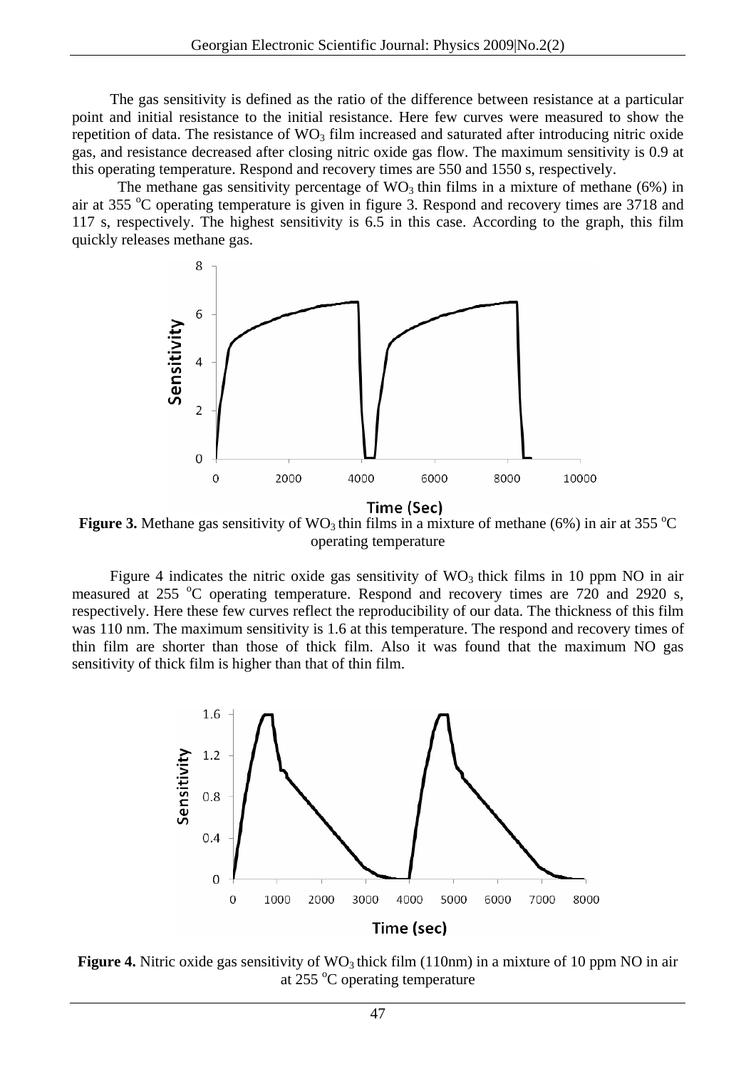The gas sensitivity is defined as the ratio of the difference between resistance at a particular point and initial resistance to the initial resistance. Here few curves were measured to show the repetition of data. The resistance of $WO_3$ film increased and saturated after introducing nitric oxide gas, and resistance decreased after closing nitric oxide gas flow. The maximum sensitivity is 0.9 at this operating temperature. Respond and recovery times are 550 and 1550 s, respectively.

The methane gas sensitivity percentage of $WO_3$ thin films in a mixture of methane (6%) in air at 355 $^{o}$C operating temperature is given in figure 3. Respond and recovery times are 3718 and 117 s, respectively. The highest sensitivity is 6.5 in this case. According to the graph, this film quickly releases methane gas.

**Figure 3.** Methane gas sensitivity of $WO_3$ thin films in a mixture of methane (6%) in air at 355 $^{o}$C operating temperature

Figure 4 indicates the nitric oxide gas sensitivity of $WO_3$ thick films in 10 ppm NO in air measured at 255 $^{o}$C operating temperature. Respond and recovery times are 720 and 2920 s, respectively. Here these few curves reflect the reproducibility of our data. The thickness of this film was 110 nm. The maximum sensitivity is 1.6 at this temperature. The respond and recovery times of thin film are shorter than those of thick film. Also it was found that the maximum NO gas sensitivity of thick film is higher than that of thin film.

**Figure 4.** Nitric oxide gas sensitivity of $WO_3$ thick film (110nm) in a mixture of 10 ppm NO in air at 255 $^{o}$C operating temperature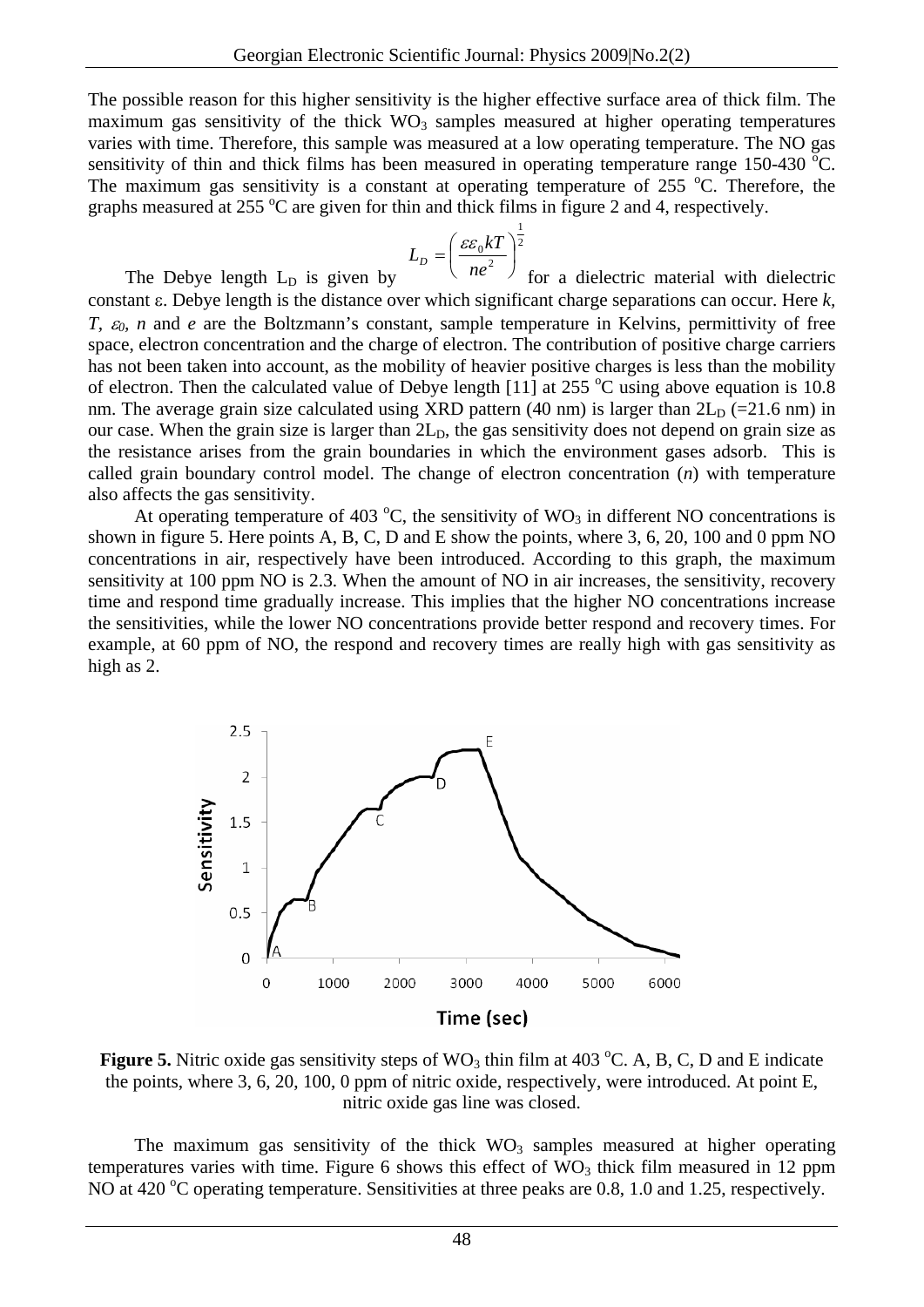The possible reason for this higher sensitivity is the higher effective surface area of thick film. The maximum gas sensitivity of the thick $WO_3$ samples measured at higher operating temperatures varies with time. Therefore, this sample was measured at a low operating temperature. The NO gas sensitivity of thin and thick films has been measured in operating temperature range 150-430 $^oC$. The maximum gas sensitivity is a constant at operating temperature of 255 $^oC$. Therefore, the graphs measured at 255 $^oC$ are given for thin and thick films in figure 2 and 4, respectively.

The Debye length $L_D$ is given by $L_D = \left( \frac{\varepsilon \varepsilon_0 kT}{ne^2} \right)^{\frac{1}{2}}$ for a dielectric material with dielectric constant $\varepsilon$. Debye length is the distance over which significant charge separations can occur. Here $k$, $T$, $\varepsilon_0$, $n$ and $e$ are the Boltzmann's constant, sample temperature in Kelvins, permittivity of free space, electron concentration and the charge of electron. The contribution of positive charge carriers has not been taken into account, as the mobility of heavier positive charges is less than the mobility of electron. Then the calculated value of Debye length [11] at 255 $^oC$ using above equation is 10.8 nm. The average grain size calculated using XRD pattern (40 nm) is larger than $2L_D$ (=21.6 nm) in our case. When the grain size is larger than $2L_D$, the gas sensitivity does not depend on grain size as the resistance arises from the grain boundaries in which the environment gases adsorb. This is called grain boundary control model. The change of electron concentration ($n$) with temperature also affects the gas sensitivity.

At operating temperature of 403 $^oC$, the sensitivity of $WO_3$ in different NO concentrations is shown in figure 5. Here points A, B, C, D and E show the points, where 3, 6, 20, 100 and 0 ppm NO concentrations in air, respectively have been introduced. According to this graph, the maximum sensitivity at 100 ppm NO is 2.3. When the amount of NO in air increases, the sensitivity, recovery time and respond time gradually increase. This implies that the higher NO concentrations increase the sensitivities, while the lower NO concentrations provide better respond and recovery times. For example, at 60 ppm of NO, the respond and recovery times are really high with gas sensitivity as high as 2.

**Figure 5.** Nitric oxide gas sensitivity steps of $WO_3$ thin film at 403 $^oC$. A, B, C, D and E indicate the points, where 3, 6, 20, 100, 0 ppm of nitric oxide, respectively, were introduced. At point E, nitric oxide gas line was closed.

The maximum gas sensitivity of the thick $WO_3$ samples measured at higher operating temperatures varies with time. Figure 6 shows this effect of $WO_3$ thick film measured in 12 ppm NO at 420 $^oC$ operating temperature. Sensitivities at three peaks are 0.8, 1.0 and 1.25, respectively.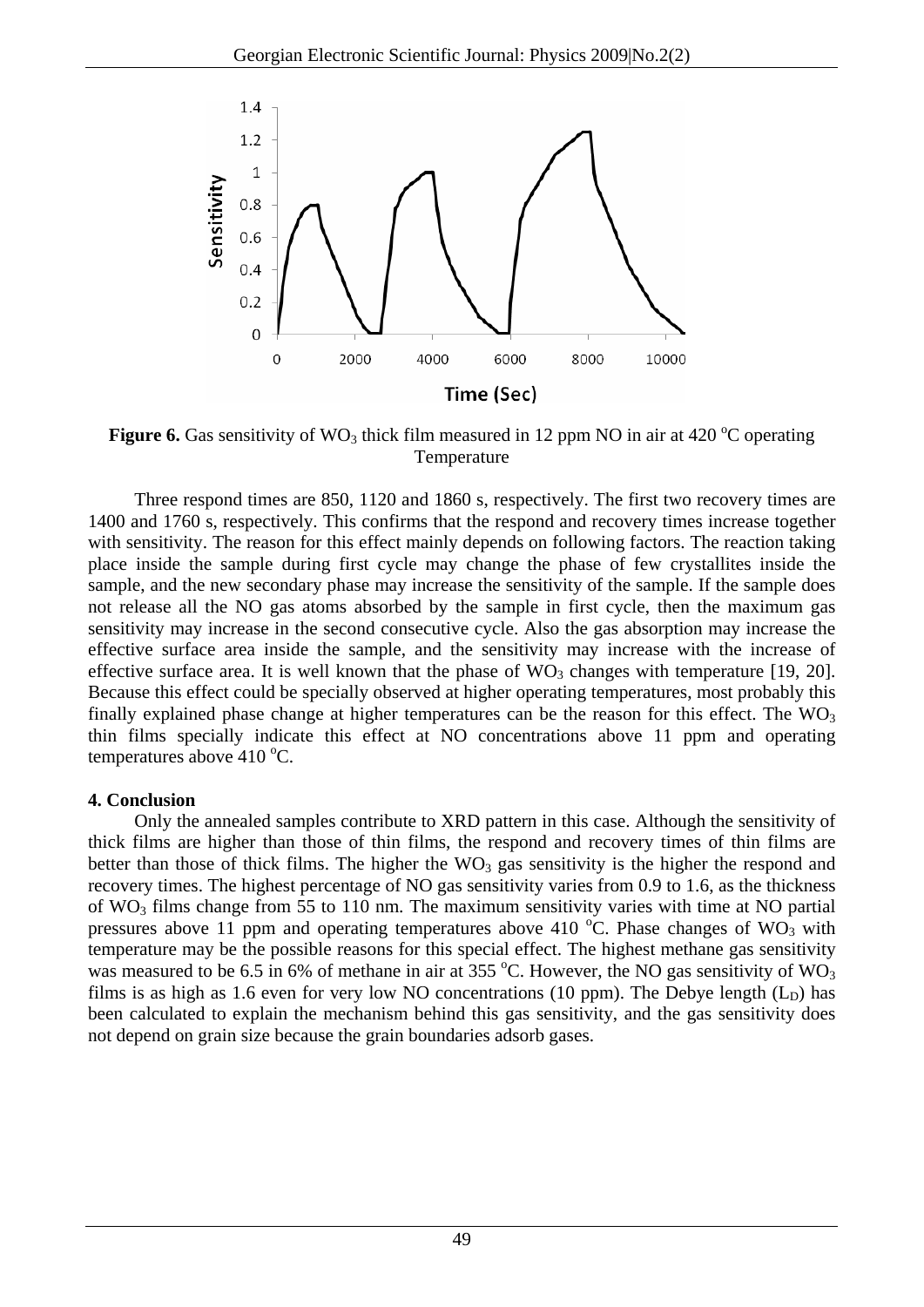**Figure 6.** Gas sensitivity of $WO_3$ thick film measured in 12 ppm NO in air at 420 $^oC$ operating Temperature

Three respond times are 850, 1120 and 1860 s, respectively. The first two recovery times are 1400 and 1760 s, respectively. This confirms that the respond and recovery times increase together with sensitivity. The reason for this effect mainly depends on following factors. The reaction taking place inside the sample during first cycle may change the phase of few crystallites inside the sample, and the new secondary phase may increase the sensitivity of the sample. If the sample does not release all the NO gas atoms absorbed by the sample in first cycle, then the maximum gas sensitivity may increase in the second consecutive cycle. Also the gas absorption may increase the effective surface area inside the sample, and the sensitivity may increase with the increase of effective surface area. It is well known that the phase of $WO_3$ changes with temperature [19, 20]. Because this effect could be specially observed at higher operating temperatures, most probably this finally explained phase change at higher temperatures can be the reason for this effect. The $WO_3$ thin films specially indicate this effect at NO concentrations above 11 ppm and operating temperatures above 410 $^oC$.

**4. Conclusion**

Only the annealed samples contribute to XRD pattern in this case. Although the sensitivity of thick films are higher than those of thin films, the respond and recovery times of thin films are better than those of thick films. The higher the $WO_3$ gas sensitivity is the higher the respond and recovery times. The highest percentage of NO gas sensitivity varies from 0.9 to 1.6, as the thickness of $WO_3$ films change from 55 to 110 nm. The maximum sensitivity varies with time at NO partial pressures above 11 ppm and operating temperatures above 410 $^oC$. Phase changes of $WO_3$ with temperature may be the possible reasons for this special effect. The highest methane gas sensitivity was measured to be 6.5 in 6% of methane in air at 355 $^oC$. However, the NO gas sensitivity of $WO_3$ films is as high as 1.6 even for very low NO concentrations (10 ppm). The Debye length ($L_D$) has been calculated to explain the mechanism behind this gas sensitivity, and the gas sensitivity does not depend on grain size because the grain boundaries adsorb gases.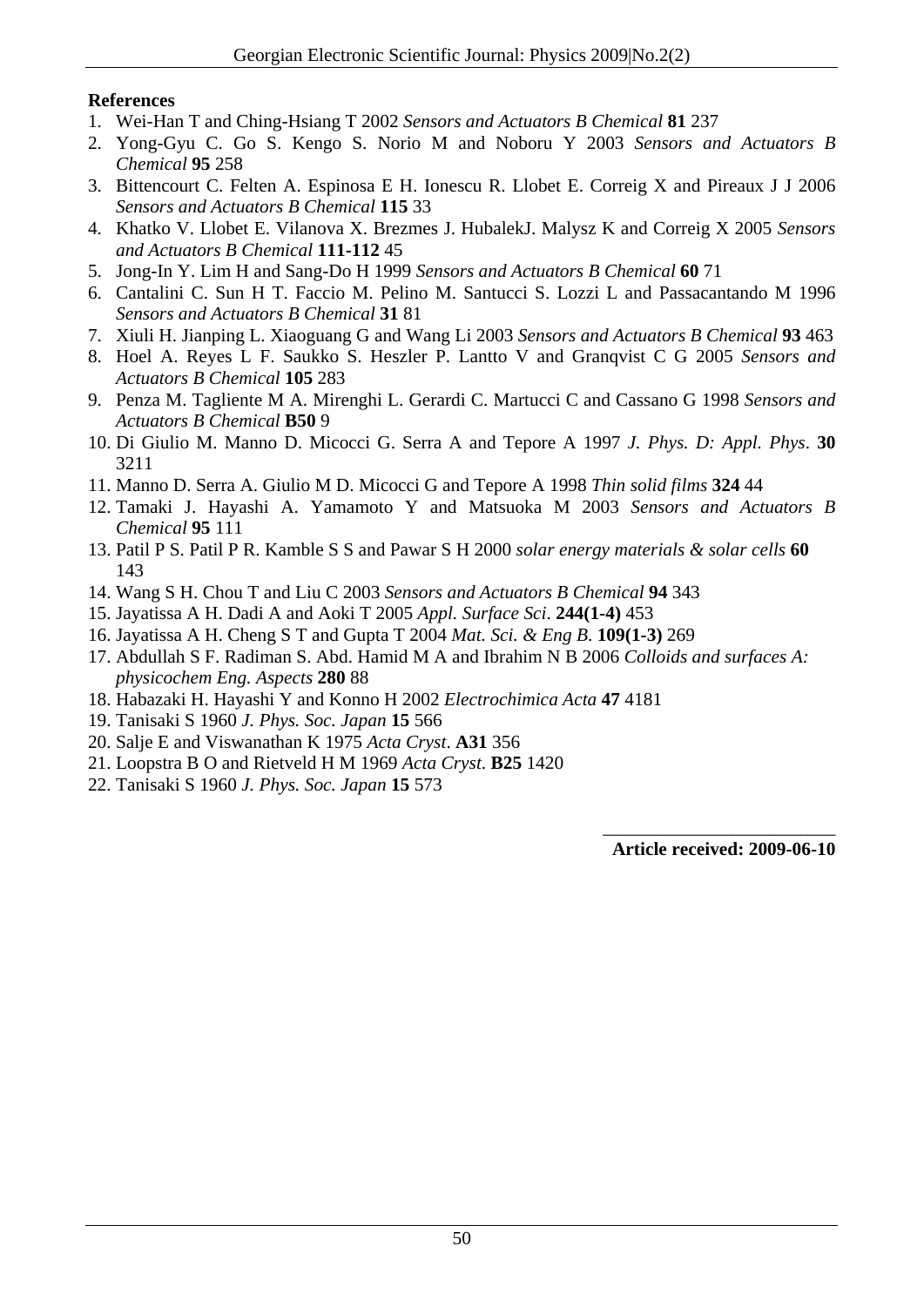**References**

1. Wei-Han T and Ching-Hsiang T 2002 *Sensors and Actuators B Chemical* **81** 237
2. Yong-Gyu C. Go S. Kengo S. Norio M and Noboru Y 2003 *Sensors and Actuators B Chemical* **95** 258
3. Bittencourt C. Felten A. Espinosa E H. Ionescu R. Llobet E. Correig X and Pireaux J J 2006 *Sensors and Actuators B Chemical* **115** 33
4. Khatko V. Llobet E. Vilanova X. Brezmes J. HubalekJ. Malysz K and Correig X 2005 *Sensors and Actuators B Chemical* **111-112** 45
5. Jong-In Y. Lim H and Sang-Do H 1999 *Sensors and Actuators B Chemical* **60** 71
6. Cantalini C. Sun H T. Faccio M. Pelino M. Santucci S. Lozzi L and Passacantando M 1996 *Sensors and Actuators B Chemical* **31** 81
7. Xiuli H. Jianping L. Xiaoguang G and Wang Li 2003 *Sensors and Actuators B Chemical* **93** 463
8. Hoel A. Reyes L F. Saukko S. Heszler P. Lantto V and Granqvist C G 2005 *Sensors and Actuators B Chemical* **105** 283
9. Penza M. Tagliente M A. Mirenghi L. Gerardi C. Martucci C and Cassano G 1998 *Sensors and Actuators B Chemical* **B50** 9
10. Di Giulio M. Manno D. Micocci G. Serra A and Tepore A 1997 *J. Phys. D: Appl. Phys*. **30** 3211
11. Manno D. Serra A. Giulio M D. Micocci G and Tepore A 1998 *Thin solid films* **324** 44
12. Tamaki J. Hayashi A. Yamamoto Y and Matsuoka M 2003 *Sensors and Actuators B Chemical* **95** 111
13. Patil P S. Patil P R. Kamble S S and Pawar S H 2000 *solar energy materials & solar cells* **60** 143
14. Wang S H. Chou T and Liu C 2003 *Sensors and Actuators B Chemical* **94** 343
15. Jayatissa A H. Dadi A and Aoki T 2005 *Appl. Surface Sci*. **244(1-4)** 453
16. Jayatissa A H. Cheng S T and Gupta T 2004 *Mat. Sci. & Eng B*. **109(1-3)** 269
17. Abdullah S F. Radiman S. Abd. Hamid M A and Ibrahim N B 2006 *Colloids and surfaces A: physicochem Eng. Aspects* **280** 88
18. Habazaki H. Hayashi Y and Konno H 2002 *Electrochimica Acta* **47** 4181
19. Tanisaki S 1960 *J. Phys. Soc. Japan* **15** 566
20. Salje E and Viswanathan K 1975 *Acta Cryst*. **A31** 356
21. Loopstra B O and Rietveld H M 1969 *Acta Cryst*. **B25** 1420
22. Tanisaki S 1960 *J. Phys. Soc. Japan* **15** 573

---

**Article received: 2009-06-10**